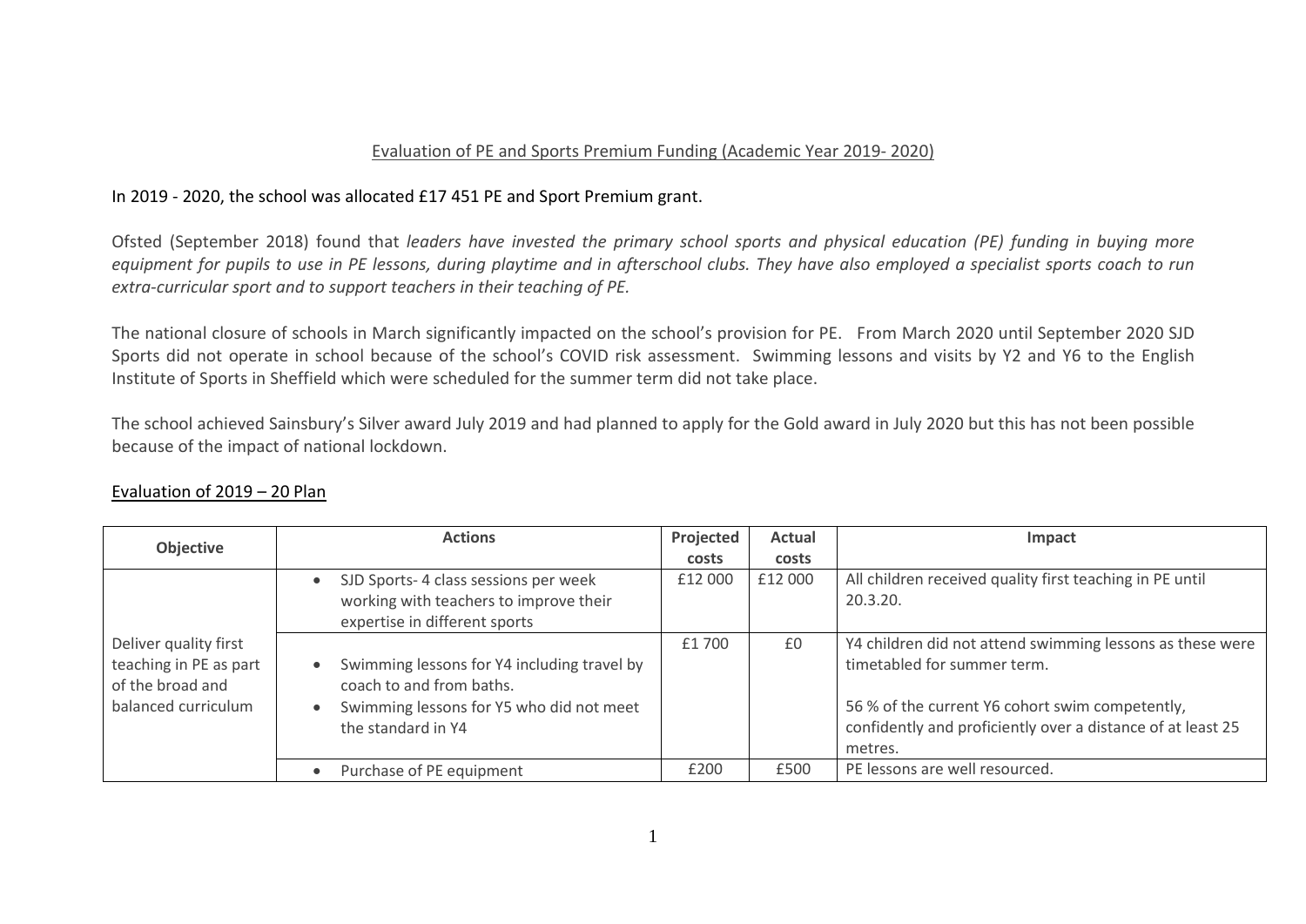Evaluation of PE and Sports Premium Funding (Academic Year 2019- 2020)

In 2019 - 2020, the school was allocated £17 451 PE and Sport Premium grant.

Ofsted (September 2018) found that *leaders have invested the primary school sports and physical education (PE) funding in buying more equipment for pupils to use in PE lessons, during playtime and in afterschool clubs. They have also employed a specialist sports coach to run extra-curricular sport and to support teachers in their teaching of PE.*

The national closure of schools in March significantly impacted on the school's provision for PE. From March 2020 until September 2020 SJD Sports did not operate in school because of the school's COVID risk assessment. Swimming lessons and visits by Y2 and Y6 to the English Institute of Sports in Sheffield which were scheduled for the summer term did not take place.

The school achieved Sainsbury's Silver award July 2019 and had planned to apply for the Gold award in July 2020 but this has not been possible because of the impact of national lockdown.

Evaluation of 2019 – 20 Plan

| Objective | Actions | Projected costs | Actual costs | Impact |
|---|---|---|---|---|
| Deliver quality first teaching in PE as part of the broad and balanced curriculum | • SJD Sports- 4 class sessions per week working with teachers to improve their expertise in different sports | £12 000 | £12 000 | All children received quality first teaching in PE until 20.3.20. |
| | • Swimming lessons for Y4 including travel by coach to and from baths.<br>• Swimming lessons for Y5 who did not meet the standard in Y4 | £1 700 | £0 | Y4 children did not attend swimming lessons as these were timetabled for summer term.<br><br>56 % of the current Y6 cohort swim competently, confidently and proficiently over a distance of at least 25 metres. |
| | • Purchase of PE equipment | £200 | £500 | PE lessons are well resourced. |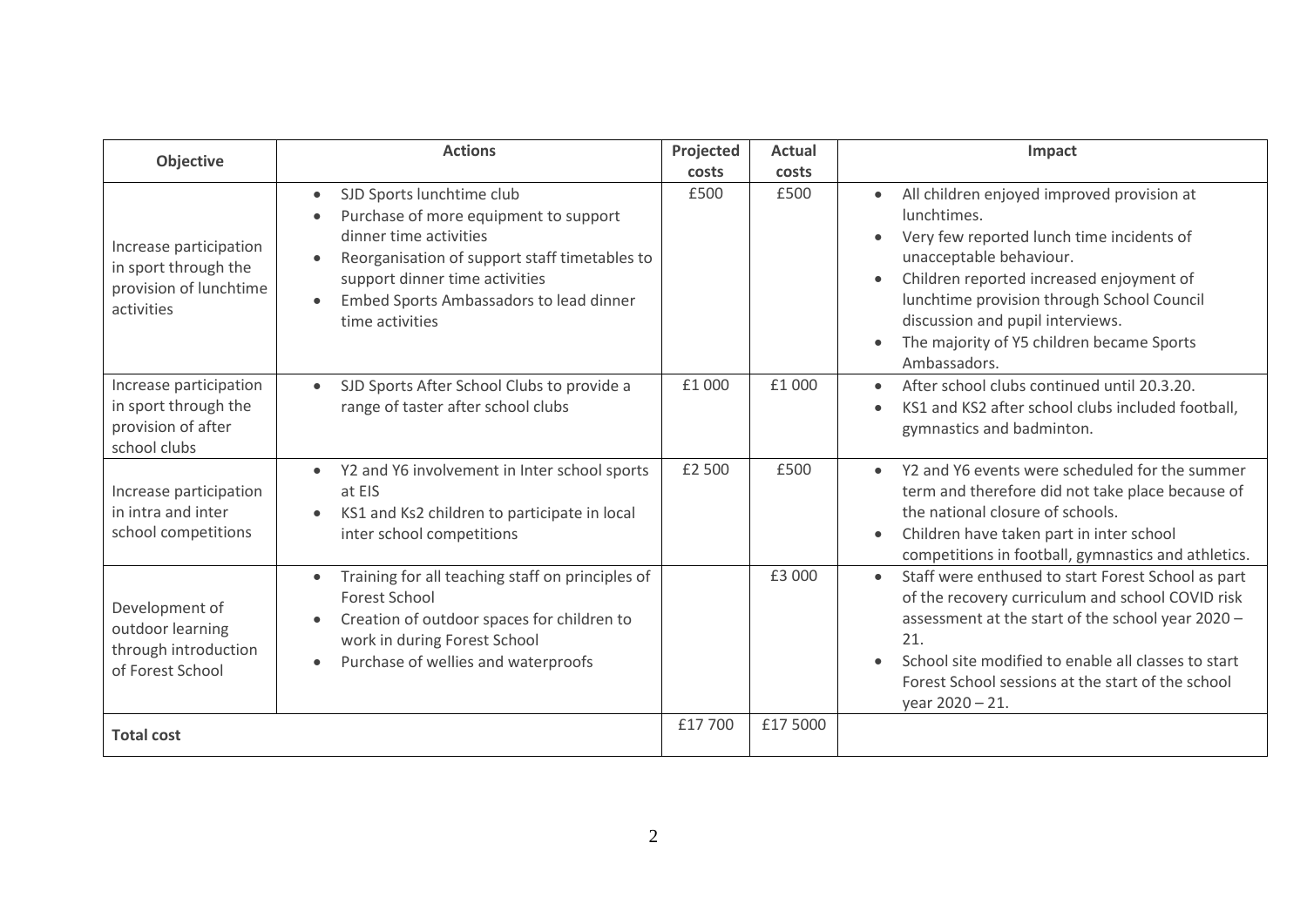| Objective | Actions | Projected costs | Actual costs | Impact |
|---|---|---|---|---|
| Increase participation in sport through the provision of lunchtime activities | • SJD Sports lunchtime club<br>• Purchase of more equipment to support dinner time activities<br>• Reorganisation of support staff timetables to support dinner time activities<br>• Embed Sports Ambassadors to lead dinner time activities | £500 | £500 | • All children enjoyed improved provision at lunchtimes.<br>• Very few reported lunch time incidents of unacceptable behaviour.<br>• Children reported increased enjoyment of lunchtime provision through School Council discussion and pupil interviews.<br>• The majority of Y5 children became Sports Ambassadors. |
| Increase participation in sport through the provision of after school clubs | • SJD Sports After School Clubs to provide a range of taster after school clubs | £1 000 | £1 000 | • After school clubs continued until 20.3.20.<br>• KS1 and KS2 after school clubs included football, gymnastics and badminton. |
| Increase participation in intra and inter school competitions | • Y2 and Y6 involvement in Inter school sports at EIS<br>• KS1 and Ks2 children to participate in local inter school competitions | £2 500 | £500 | • Y2 and Y6 events were scheduled for the summer term and therefore did not take place because of the national closure of schools.<br>• Children have taken part in inter school competitions in football, gymnastics and athletics. |
| Development of outdoor learning through introduction of Forest School | • Training for all teaching staff on principles of Forest School<br>• Creation of outdoor spaces for children to work in during Forest School<br>• Purchase of wellies and waterproofs | | £3 000 | • Staff were enthused to start Forest School as part of the recovery curriculum and school COVID risk assessment at the start of the school year 2020 – 21.<br>• School site modified to enable all classes to start Forest School sessions at the start of the school year 2020 – 21. |
| **Total cost** | | £17 700 | £17 5000 | |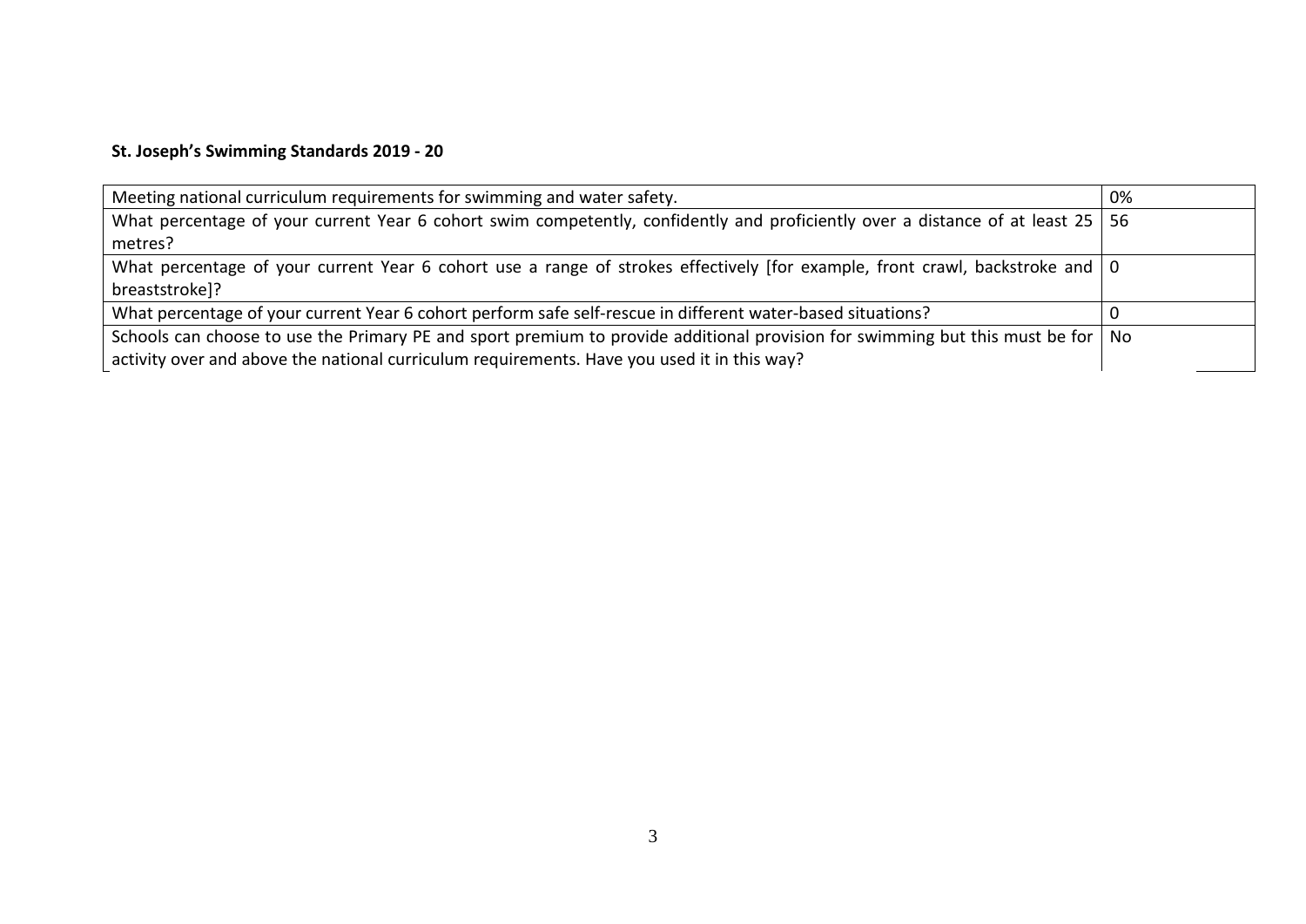**St. Joseph's Swimming Standards 2019 - 20**

| | |
|---|---|
| Meeting national curriculum requirements for swimming and water safety. | 0% |
| What percentage of your current Year 6 cohort swim competently, confidently and proficiently over a distance of at least 25 metres? | 56 |
| What percentage of your current Year 6 cohort use a range of strokes effectively [for example, front crawl, backstroke and breaststroke]? | 0 |
| What percentage of your current Year 6 cohort perform safe self-rescue in different water-based situations? | 0 |
| Schools can choose to use the Primary PE and sport premium to provide additional provision for swimming but this must be for activity over and above the national curriculum requirements. Have you used it in this way? | No |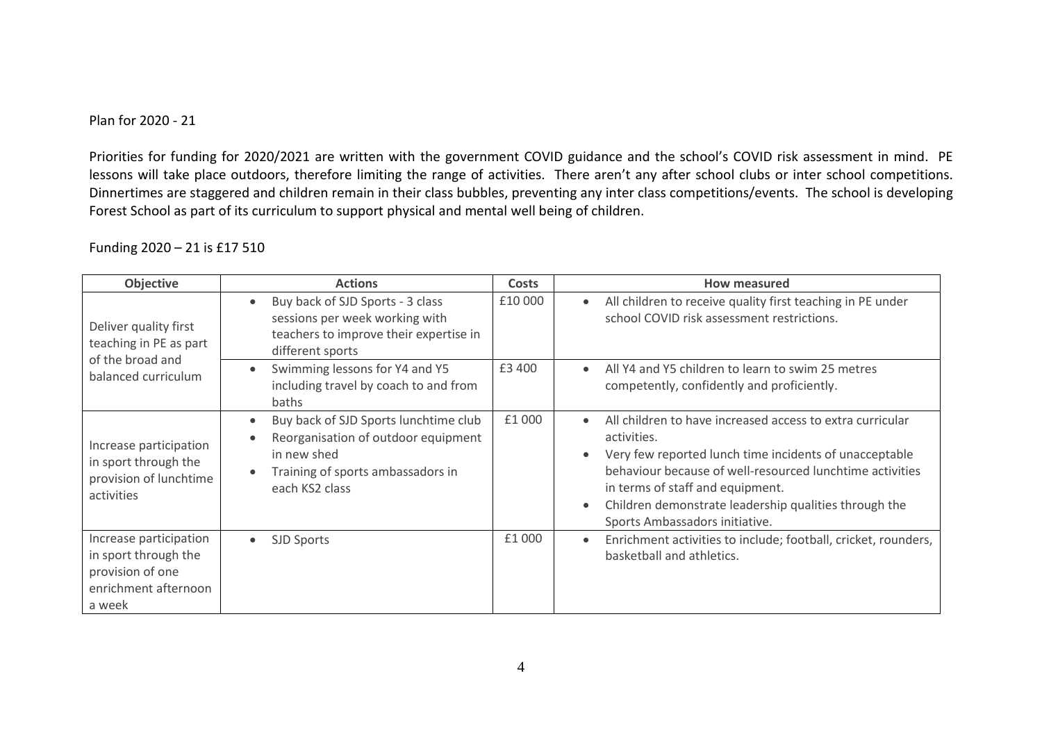Plan for 2020 - 21

Priorities for funding for 2020/2021 are written with the government COVID guidance and the school's COVID risk assessment in mind. PE lessons will take place outdoors, therefore limiting the range of activities. There aren't any after school clubs or inter school competitions. Dinnertimes are staggered and children remain in their class bubbles, preventing any inter class competitions/events. The school is developing Forest School as part of its curriculum to support physical and mental well being of children.

Funding 2020 – 21 is £17 510

| Objective | Actions | Costs | How measured |
|---|---|---|---|
| Deliver quality first teaching in PE as part of the broad and balanced curriculum | • Buy back of SJD Sports - 3 class sessions per week working with teachers to improve their expertise in different sports | £10 000 | • All children to receive quality first teaching in PE under school COVID risk assessment restrictions. |
| | • Swimming lessons for Y4 and Y5 including travel by coach to and from baths | £3 400 | • All Y4 and Y5 children to learn to swim 25 metres competently, confidently and proficiently. |
| Increase participation in sport through the provision of lunchtime activities | • Buy back of SJD Sports lunchtime club<br>• Reorganisation of outdoor equipment in new shed<br>• Training of sports ambassadors in each KS2 class | £1 000 | • All children to have increased access to extra curricular activities.<br>• Very few reported lunch time incidents of unacceptable behaviour because of well-resourced lunchtime activities in terms of staff and equipment.<br>• Children demonstrate leadership qualities through the Sports Ambassadors initiative. |
| Increase participation in sport through the provision of one enrichment afternoon a week | • SJD Sports | £1 000 | • Enrichment activities to include; football, cricket, rounders, basketball and athletics. |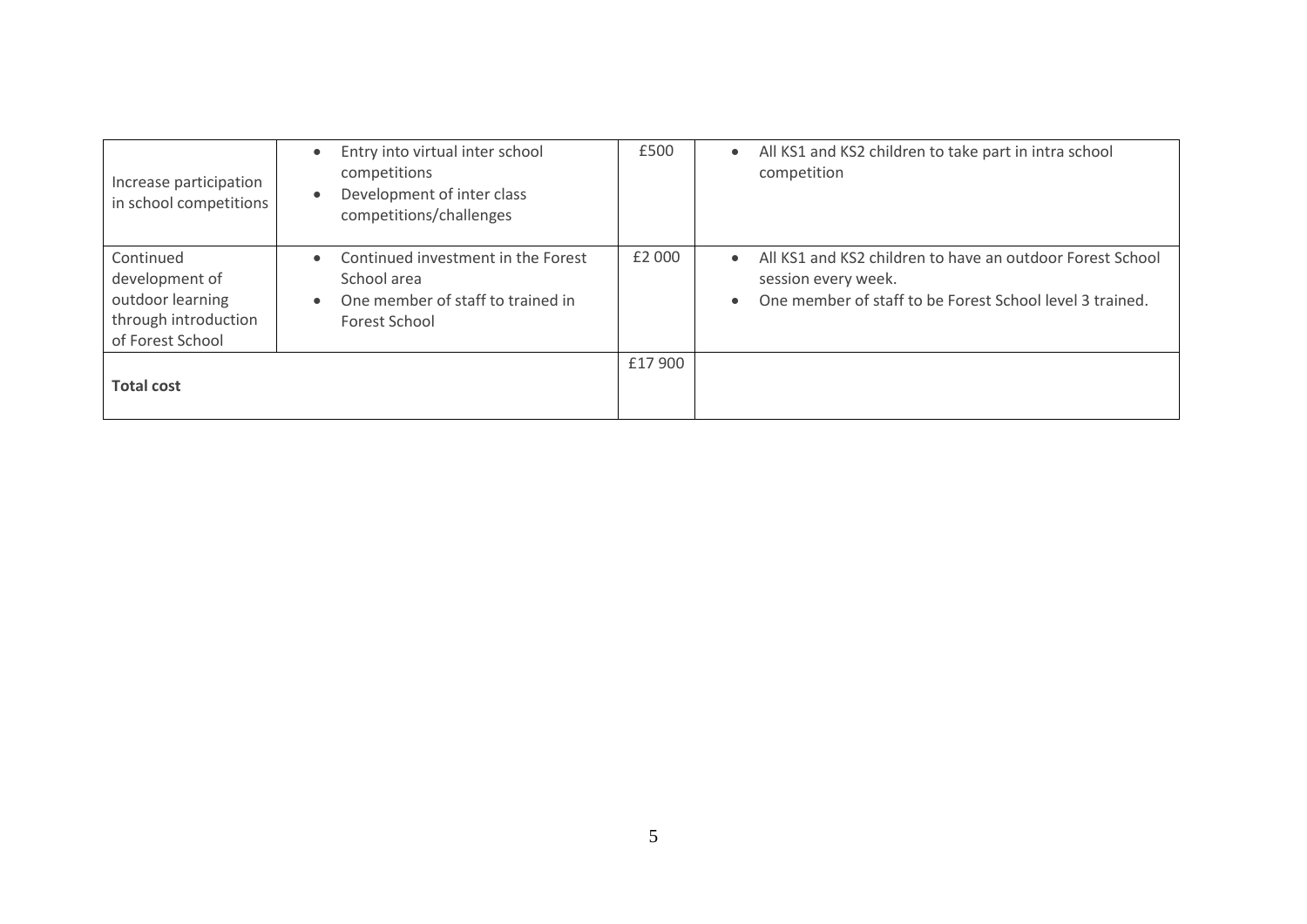| | | | |
|---|---|---|---|
| Increase participation in school competitions | • Entry into virtual inter school competitions<br>• Development of inter class competitions/challenges | £500 | • All KS1 and KS2 children to take part in intra school competition |
| Continued development of outdoor learning through introduction of Forest School | • Continued investment in the Forest School area<br>• One member of staff to trained in Forest School | £2 000 | • All KS1 and KS2 children to have an outdoor Forest School session every week.<br>• One member of staff to be Forest School level 3 trained. |
| **Total cost** | | £17 900 | |